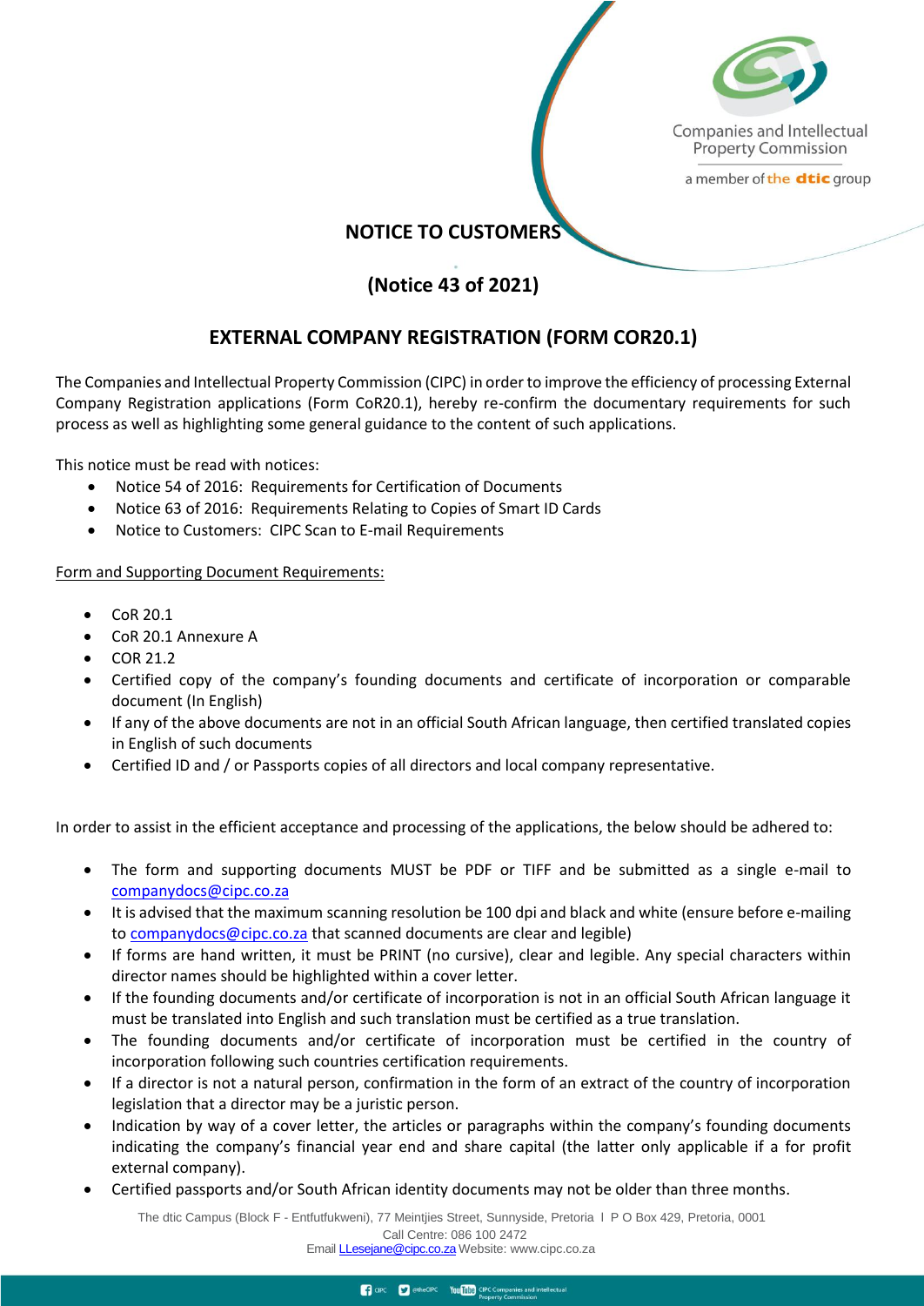Companies and Intellectual Property Commission

a member of the dtic group

## NOTICE TO CUSTOMERS

## (Notice 43 of 2021)

## EXTERNAL COMPANY REGISTRATION (FORM COR20.1)

The Companies and Intellectual Property Commission (CIPC) in order to improve the efficiency of processing External Company Registration applications (Form CoR20.1), hereby re-confirm the documentary requirements for such process as well as highlighting some general guidance to the content of such applications.

This notice must be read with notices:

- Notice 54 of 2016: Requirements for Certification of Documents
- Notice 63 of 2016: Requirements Relating to Copies of Smart ID Cards
- Notice to Customers: CIPC Scan to E-mail Requirements

<u>Form and Supporting Document Requirements:</u>

- CoR 20.1
- CoR 20.1 Annexure A
- COR 21.2
- Certified copy of the company's founding documents and certificate of incorporation or comparable document (In English)
- If any of the above documents are not in an official South African language, then certified translated copies in English of such documents
- Certified ID and / or Passports copies of all directors and local company representative.

In order to assist in the efficient acceptance and processing of the applications, the below should be adhered to:

- The form and supporting documents MUST be PDF or TIFF and be submitted as a single e-mail to companydocs@cipc.co.za
- It is advised that the maximum scanning resolution be 100 dpi and black and white (ensure before e-mailing to companydocs@cipc.co.za that scanned documents are clear and legible)
- If forms are hand written, it must be PRINT (no cursive), clear and legible. Any special characters within director names should be highlighted within a cover letter.
- If the founding documents and/or certificate of incorporation is not in an official South African language it must be translated into English and such translation must be certified as a true translation.
- The founding documents and/or certificate of incorporation must be certified in the country of incorporation following such countries certification requirements.
- If a director is not a natural person, confirmation in the form of an extract of the country of incorporation legislation that a director may be a juristic person.
- Indication by way of a cover letter, the articles or paragraphs within the company's founding documents indicating the company's financial year end and share capital (the latter only applicable if a for profit external company).
- Certified passports and/or South African identity documents may not be older than three months.

The dtic Campus (Block F - Entfutfukweni), 77 Meintjies Street, Sunnyside, Pretoria I P O Box 429, Pretoria, 0001
Call Centre: 086 100 2472
Email LLesejane@cipc.co.za Website: www.cipc.co.za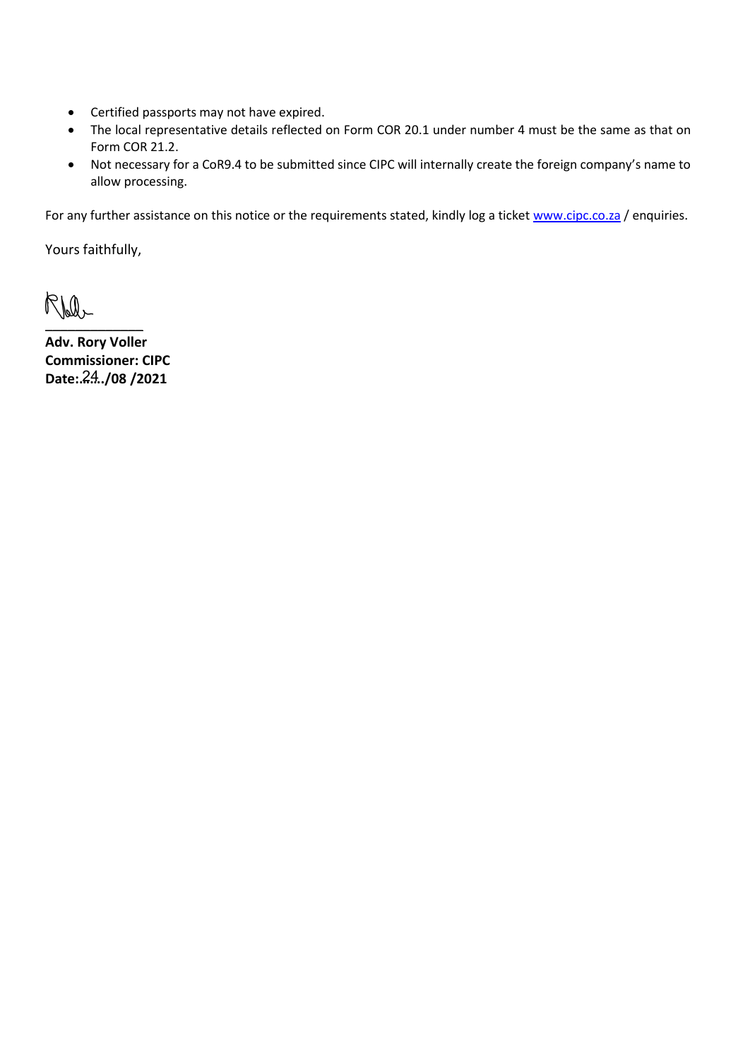- Certified passports may not have expired.
- The local representative details reflected on Form COR 20.1 under number 4 must be the same as that on Form COR 21.2.
- Not necessary for a CoR9.4 to be submitted since CIPC will internally create the foreign company's name to allow processing.

For any further assistance on this notice or the requirements stated, kindly log a ticket www.cipc.co.za / enquiries.

Yours faithfully,

**Adv. Rory Voller**
**Commissioner: CIPC**
**Date:..24../08 /2021**